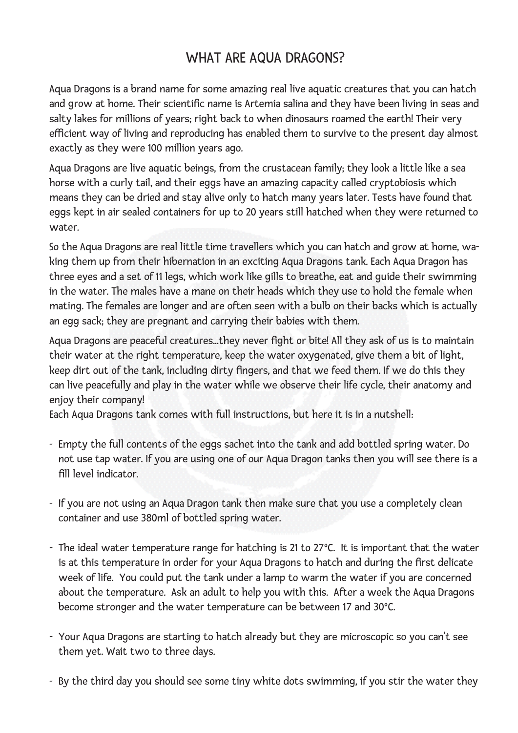# WHAT ARE AQUA DRAGONS?

Aqua Dragons is a brand name for some amazing real live aquatic creatures that you can hatch and grow at home. Their scientific name is Artemia salina and they have been living in seas and salty lakes for millions of years; right back to when dinosaurs roamed the earth! Their very efficient way of living and reproducing has enabled them to survive to the present day almost exactly as they were 100 million years ago.

Aqua Dragons are live aquatic beings, from the crustacean family; they look a little like a sea horse with a curly tail, and their eggs have an amazing capacity called cryptobiosis which means they can be dried and stay alive only to hatch many years later. Tests have found that eggs kept in air sealed containers for up to 20 years still hatched when they were returned to water.

So the Aqua Dragons are real little time travellers which you can hatch and grow at home, waking them up from their hibernation in an exciting Aqua Dragons tank. Each Aqua Dragon has three eyes and a set of 11 legs, which work like gills to breathe, eat and guide their swimming in the water. The males have a mane on their heads which they use to hold the female when mating. The females are longer and are often seen with a bulb on their backs which is actually an egg sack; they are pregnant and carrying their babies with them.

Aqua Dragons are peaceful creatures...they never fight or bite! All they ask of us is to maintain their water at the right temperature, keep the water oxygenated, give them a bit of light, keep dirt out of the tank, including dirty fingers, and that we feed them. If we do this they can live peacefully and play in the water while we observe their life cycle, their anatomy and enjoy their company!
Each Aqua Dragons tank comes with full instructions, but here it is in a nutshell:

- Empty the full contents of the eggs sachet into the tank and add bottled spring water. Do not use tap water. If you are using one of our Aqua Dragon tanks then you will see there is a fill level indicator.

- If you are not using an Aqua Dragon tank then make sure that you use a completely clean container and use 380ml of bottled spring water.

- The ideal water temperature range for hatching is 21 to 27°C. It is important that the water is at this temperature in order for your Aqua Dragons to hatch and during the first delicate week of life. You could put the tank under a lamp to warm the water if you are concerned about the temperature. Ask an adult to help you with this. After a week the Aqua Dragons become stronger and the water temperature can be between 17 and 30°C.

- Your Aqua Dragons are starting to hatch already but they are microscopic so you can't see them yet. Wait two to three days.

- By the third day you should see some tiny white dots swimming, if you stir the water they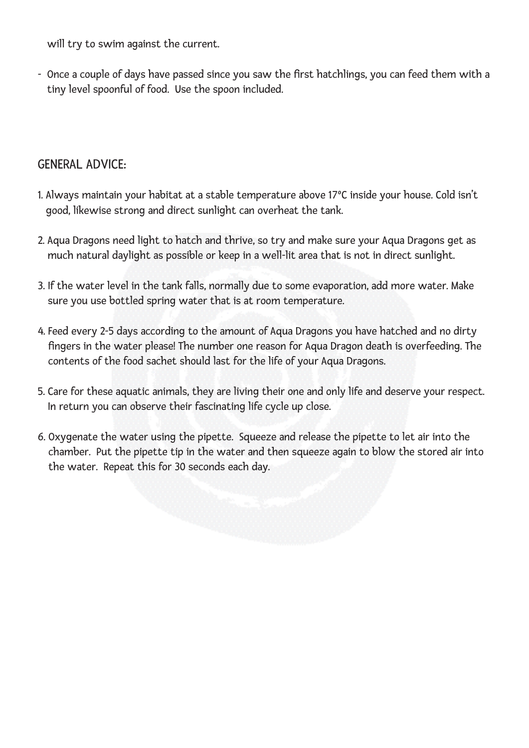will try to swim against the current.

- Once a couple of days have passed since you saw the first hatchlings, you can feed them with a tiny level spoonful of food. Use the spoon included.

## GENERAL ADVICE:

1. Always maintain your habitat at a stable temperature above 17°C inside your house. Cold isn't good, likewise strong and direct sunlight can overheat the tank.

2. Aqua Dragons need light to hatch and thrive, so try and make sure your Aqua Dragons get as much natural daylight as possible or keep in a well-lit area that is not in direct sunlight.

3. If the water level in the tank falls, normally due to some evaporation, add more water. Make sure you use bottled spring water that is at room temperature.

4. Feed every 2-5 days according to the amount of Aqua Dragons you have hatched and no dirty fingers in the water please! The number one reason for Aqua Dragon death is overfeeding. The contents of the food sachet should last for the life of your Aqua Dragons.

5. Care for these aquatic animals, they are living their one and only life and deserve your respect. In return you can observe their fascinating life cycle up close.

6. Oxygenate the water using the pipette. Squeeze and release the pipette to let air into the chamber. Put the pipette tip in the water and then squeeze again to blow the stored air into the water. Repeat this for 30 seconds each day.